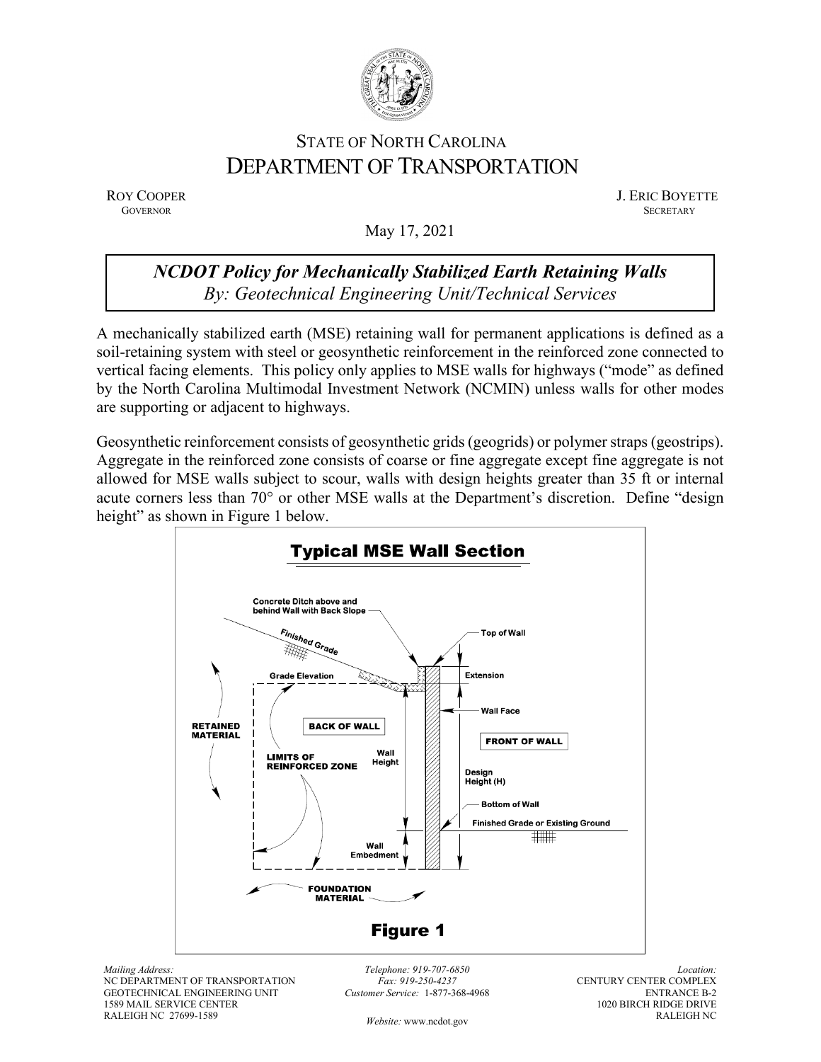STATE OF NORTH CAROLINA
# DEPARTMENT OF TRANSPORTATION

ROY COOPER
GOVERNOR

J. ERIC BOYETTE
SECRETARY

May 17, 2021

## *NCDOT Policy for Mechanically Stabilized Earth Retaining Walls*
*By: Geotechnical Engineering Unit/Technical Services*

A mechanically stabilized earth (MSE) retaining wall for permanent applications is defined as a soil-retaining system with steel or geosynthetic reinforcement in the reinforced zone connected to vertical facing elements. This policy only applies to MSE walls for highways ("mode" as defined by the North Carolina Multimodal Investment Network (NCMIN) unless walls for other modes are supporting or adjacent to highways.

Geosynthetic reinforcement consists of geosynthetic grids (geogrids) or polymer straps (geostrips). Aggregate in the reinforced zone consists of coarse or fine aggregate except fine aggregate is not allowed for MSE walls subject to scour, walls with design heights greater than 35 ft or internal acute corners less than 70° or other MSE walls at the Department's discretion. Define "design height" as shown in Figure 1 below.

**Typical MSE Wall Section**

Concrete Ditch above and behind Wall with Back Slope; Finished Grade; Top of Wall; Grade Elevation; Extension; Wall Face; RETAINED MATERIAL; BACK OF WALL; FRONT OF WALL; LIMITS OF REINFORCED ZONE; Wall Height; Design Height (H); Bottom of Wall; Finished Grade or Existing Ground; Wall Embedment; FOUNDATION MATERIAL

**Figure 1**

*Mailing Address:*
NC DEPARTMENT OF TRANSPORTATION
GEOTECHNICAL ENGINEERING UNIT
1589 MAIL SERVICE CENTER
RALEIGH NC 27699-1589

*Telephone:* 919-707-6850
*Fax:* 919-250-4237
*Customer Service:* 1-877-368-4968
*Website:* www.ncdot.gov

*Location:*
CENTURY CENTER COMPLEX
ENTRANCE B-2
1020 BIRCH RIDGE DRIVE
RALEIGH NC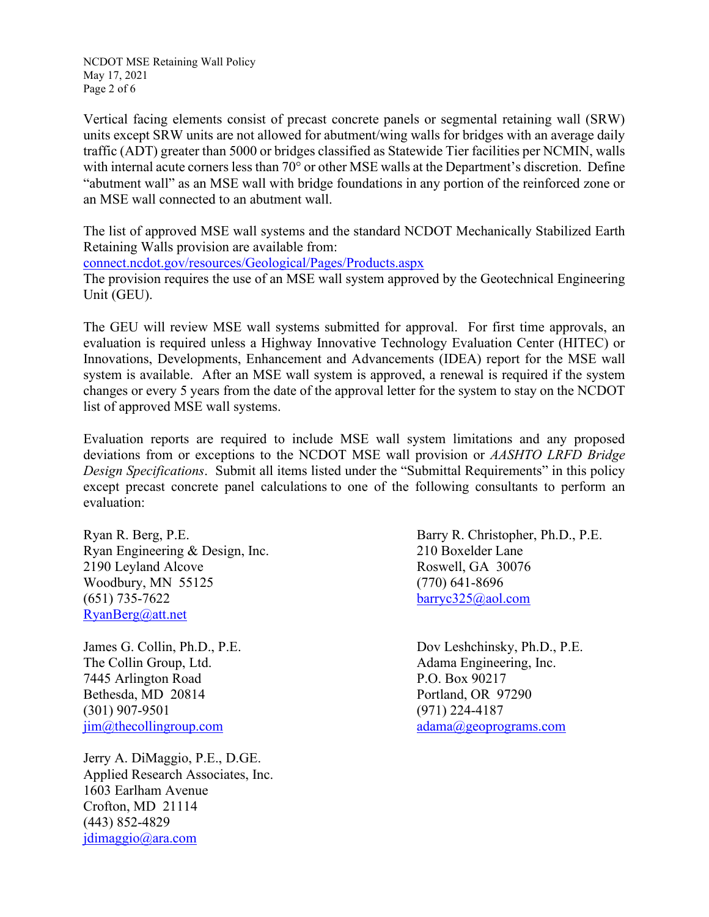Vertical facing elements consist of precast concrete panels or segmental retaining wall (SRW) units except SRW units are not allowed for abutment/wing walls for bridges with an average daily traffic (ADT) greater than 5000 or bridges classified as Statewide Tier facilities per NCMIN, walls with internal acute corners less than 70° or other MSE walls at the Department's discretion. Define "abutment wall" as an MSE wall with bridge foundations in any portion of the reinforced zone or an MSE wall connected to an abutment wall.

The list of approved MSE wall systems and the standard NCDOT Mechanically Stabilized Earth Retaining Walls provision are available from:
connect.ncdot.gov/resources/Geological/Pages/Products.aspx
The provision requires the use of an MSE wall system approved by the Geotechnical Engineering Unit (GEU).

The GEU will review MSE wall systems submitted for approval. For first time approvals, an evaluation is required unless a Highway Innovative Technology Evaluation Center (HITEC) or Innovations, Developments, Enhancement and Advancements (IDEA) report for the MSE wall system is available. After an MSE wall system is approved, a renewal is required if the system changes or every 5 years from the date of the approval letter for the system to stay on the NCDOT list of approved MSE wall systems.

Evaluation reports are required to include MSE wall system limitations and any proposed deviations from or exceptions to the NCDOT MSE wall provision or *AASHTO LRFD Bridge Design Specifications*. Submit all items listed under the "Submittal Requirements" in this policy except precast concrete panel calculations to one of the following consultants to perform an evaluation:

Ryan R. Berg, P.E.
Ryan Engineering & Design, Inc.
2190 Leyland Alcove
Woodbury, MN 55125
(651) 735-7622
RyanBerg@att.net

Barry R. Christopher, Ph.D., P.E.
210 Boxelder Lane
Roswell, GA 30076
(770) 641-8696
barryc325@aol.com

James G. Collin, Ph.D., P.E.
The Collin Group, Ltd.
7445 Arlington Road
Bethesda, MD 20814
(301) 907-9501
jim@thecollingroup.com

Dov Leshchinsky, Ph.D., P.E.
Adama Engineering, Inc.
P.O. Box 90217
Portland, OR 97290
(971) 224-4187
adama@geoprograms.com

Jerry A. DiMaggio, P.E., D.GE.
Applied Research Associates, Inc.
1603 Earlham Avenue
Crofton, MD 21114
(443) 852-4829
jdimaggio@ara.com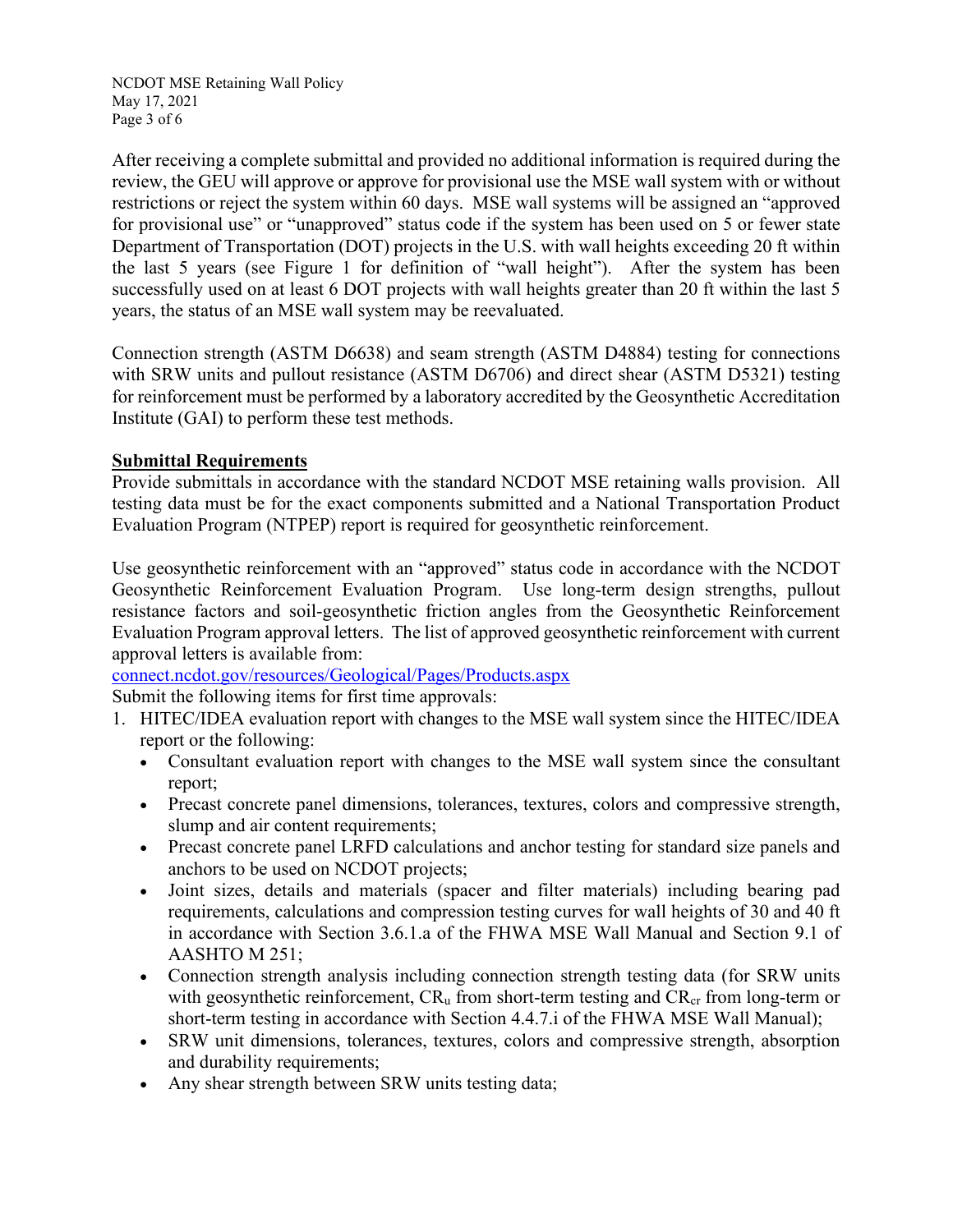After receiving a complete submittal and provided no additional information is required during the review, the GEU will approve or approve for provisional use the MSE wall system with or without restrictions or reject the system within 60 days. MSE wall systems will be assigned an "approved for provisional use" or "unapproved" status code if the system has been used on 5 or fewer state Department of Transportation (DOT) projects in the U.S. with wall heights exceeding 20 ft within the last 5 years (see Figure 1 for definition of "wall height"). After the system has been successfully used on at least 6 DOT projects with wall heights greater than 20 ft within the last 5 years, the status of an MSE wall system may be reevaluated.

Connection strength (ASTM D6638) and seam strength (ASTM D4884) testing for connections with SRW units and pullout resistance (ASTM D6706) and direct shear (ASTM D5321) testing for reinforcement must be performed by a laboratory accredited by the Geosynthetic Accreditation Institute (GAI) to perform these test methods.

**Submittal Requirements**

Provide submittals in accordance with the standard NCDOT MSE retaining walls provision. All testing data must be for the exact components submitted and a National Transportation Product Evaluation Program (NTPEP) report is required for geosynthetic reinforcement.

Use geosynthetic reinforcement with an "approved" status code in accordance with the NCDOT Geosynthetic Reinforcement Evaluation Program. Use long-term design strengths, pullout resistance factors and soil-geosynthetic friction angles from the Geosynthetic Reinforcement Evaluation Program approval letters. The list of approved geosynthetic reinforcement with current approval letters is available from:
connect.ncdot.gov/resources/Geological/Pages/Products.aspx
Submit the following items for first time approvals:

1. HITEC/IDEA evaluation report with changes to the MSE wall system since the HITEC/IDEA report or the following:
   - Consultant evaluation report with changes to the MSE wall system since the consultant report;
   - Precast concrete panel dimensions, tolerances, textures, colors and compressive strength, slump and air content requirements;
   - Precast concrete panel LRFD calculations and anchor testing for standard size panels and anchors to be used on NCDOT projects;
   - Joint sizes, details and materials (spacer and filter materials) including bearing pad requirements, calculations and compression testing curves for wall heights of 30 and 40 ft in accordance with Section 3.6.1.a of the FHWA MSE Wall Manual and Section 9.1 of AASHTO M 251;
   - Connection strength analysis including connection strength testing data (for SRW units with geosynthetic reinforcement, $CR_u$ from short-term testing and $CR_{cr}$ from long-term or short-term testing in accordance with Section 4.4.7.i of the FHWA MSE Wall Manual);
   - SRW unit dimensions, tolerances, textures, colors and compressive strength, absorption and durability requirements;
   - Any shear strength between SRW units testing data;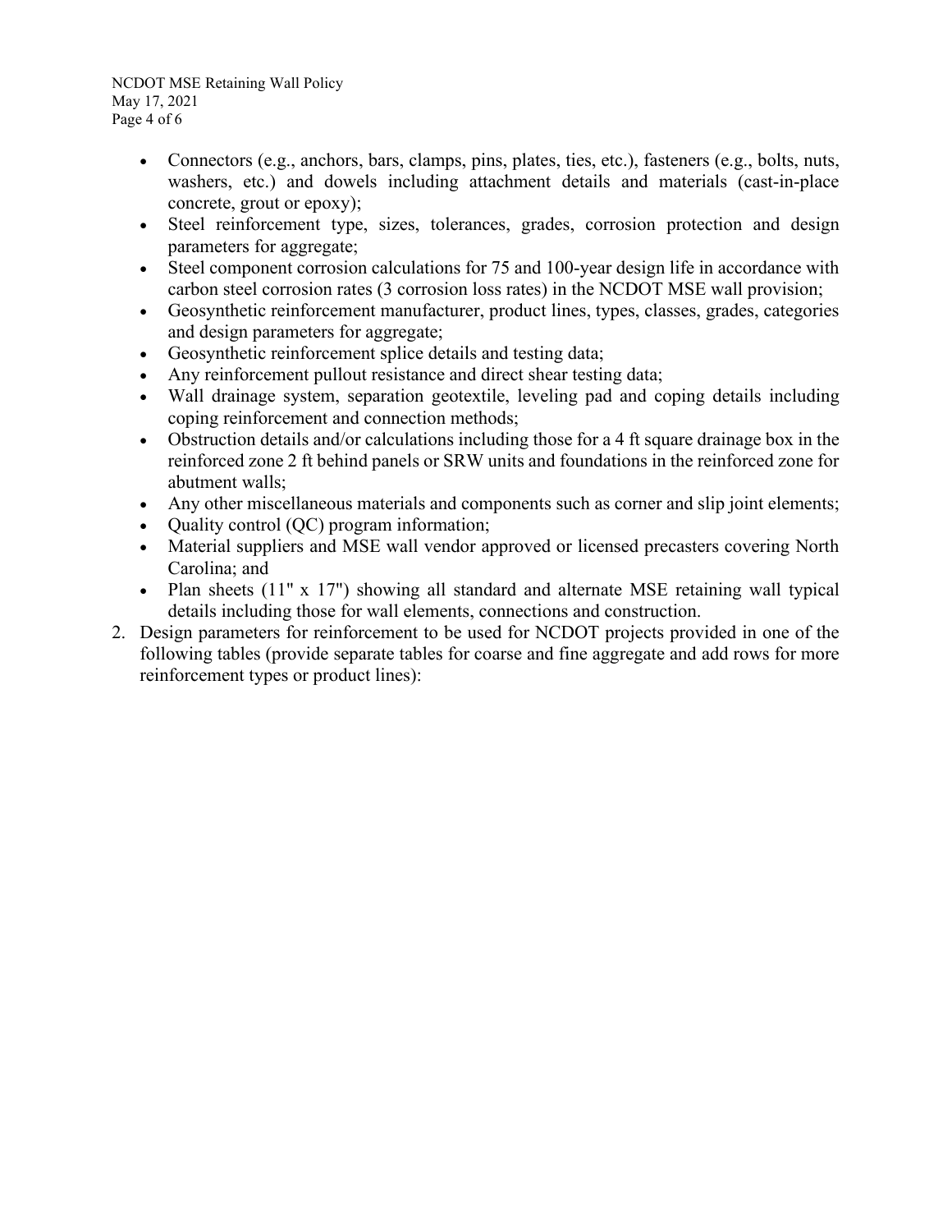- Connectors (e.g., anchors, bars, clamps, pins, plates, ties, etc.), fasteners (e.g., bolts, nuts, washers, etc.) and dowels including attachment details and materials (cast-in-place concrete, grout or epoxy);
- Steel reinforcement type, sizes, tolerances, grades, corrosion protection and design parameters for aggregate;
- Steel component corrosion calculations for 75 and 100-year design life in accordance with carbon steel corrosion rates (3 corrosion loss rates) in the NCDOT MSE wall provision;
- Geosynthetic reinforcement manufacturer, product lines, types, classes, grades, categories and design parameters for aggregate;
- Geosynthetic reinforcement splice details and testing data;
- Any reinforcement pullout resistance and direct shear testing data;
- Wall drainage system, separation geotextile, leveling pad and coping details including coping reinforcement and connection methods;
- Obstruction details and/or calculations including those for a 4 ft square drainage box in the reinforced zone 2 ft behind panels or SRW units and foundations in the reinforced zone for abutment walls;
- Any other miscellaneous materials and components such as corner and slip joint elements;
- Quality control (QC) program information;
- Material suppliers and MSE wall vendor approved or licensed precasters covering North Carolina; and
- Plan sheets (11" x 17") showing all standard and alternate MSE retaining wall typical details including those for wall elements, connections and construction.

2. Design parameters for reinforcement to be used for NCDOT projects provided in one of the following tables (provide separate tables for coarse and fine aggregate and add rows for more reinforcement types or product lines):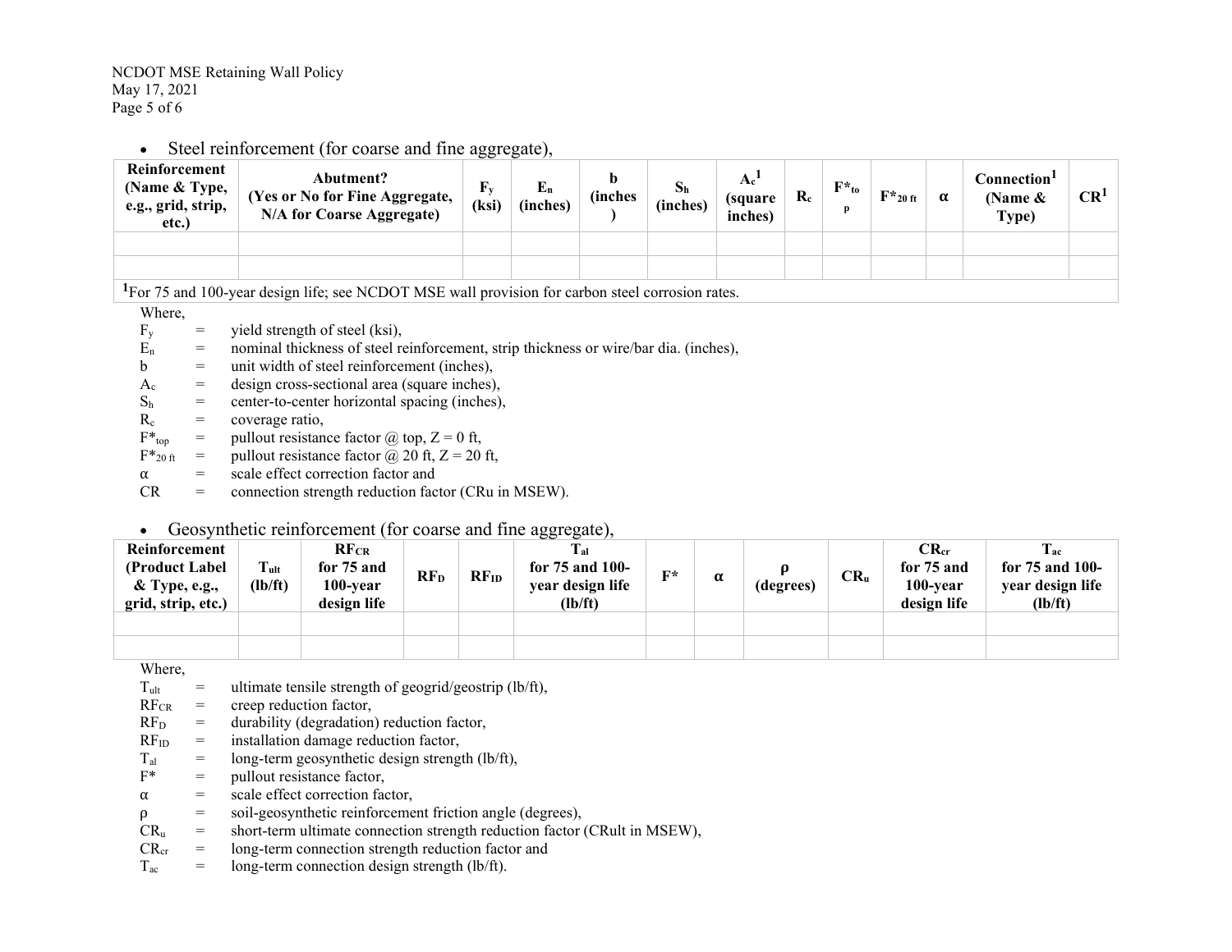- Steel reinforcement (for coarse and fine aggregate),

| Reinforcement (Name & Type, e.g., grid, strip, etc.) | Abutment? (Yes or No for Fine Aggregate, N/A for Coarse Aggregate) | $F_y$ (ksi) | $E_n$ (inches) | b (inches) | $S_h$ (inches) | $A_c$[1] (square inches) | $R_c$ | $F^*_{top}$ | $F^*_{20\ ft}$ | α | Connection[1] (Name & Type) | CR[1] |
|---|---|---|---|---|---|---|---|---|---|---|---|---|
| | | | | | | | | | | | | |
| | | | | | | | | | | | | |

[1]For 75 and 100-year design life; see NCDOT MSE wall provision for carbon steel corrosion rates.

Where,

$F_y$ = yield strength of steel (ksi),
$E_n$ = nominal thickness of steel reinforcement, strip thickness or wire/bar dia. (inches),
b = unit width of steel reinforcement (inches),
$A_c$ = design cross-sectional area (square inches),
$S_h$ = center-to-center horizontal spacing (inches),
$R_c$ = coverage ratio,
$F^*_{top}$ = pullout resistance factor @ top, Z = 0 ft,
$F^*_{20\ ft}$ = pullout resistance factor @ 20 ft, Z = 20 ft,
α = scale effect correction factor and
CR = connection strength reduction factor (CRu in MSEW).

- Geosynthetic reinforcement (for coarse and fine aggregate),

| Reinforcement (Product Label & Type, e.g., grid, strip, etc.) | $T_{ult}$ (lb/ft) | $RF_{CR}$ for 75 and 100-year design life | $RF_D$ | $RF_{ID}$ | $T_{al}$ for 75 and 100-year design life (lb/ft) | F* | α | ρ (degrees) | $CR_u$ | $CR_{cr}$ for 75 and 100-year design life | $T_{ac}$ for 75 and 100-year design life (lb/ft) |
|---|---|---|---|---|---|---|---|---|---|---|---|
| | | | | | | | | | | | |
| | | | | | | | | | | | |

Where,

$T_{ult}$ = ultimate tensile strength of geogrid/geostrip (lb/ft),
$RF_{CR}$ = creep reduction factor,
$RF_D$ = durability (degradation) reduction factor,
$RF_{ID}$ = installation damage reduction factor,
$T_{al}$ = long-term geosynthetic design strength (lb/ft),
F* = pullout resistance factor,
α = scale effect correction factor,
ρ = soil-geosynthetic reinforcement friction angle (degrees),
$CR_u$ = short-term ultimate connection strength reduction factor (CRult in MSEW),
$CR_{cr}$ = long-term connection strength reduction factor and
$T_{ac}$ = long-term connection design strength (lb/ft).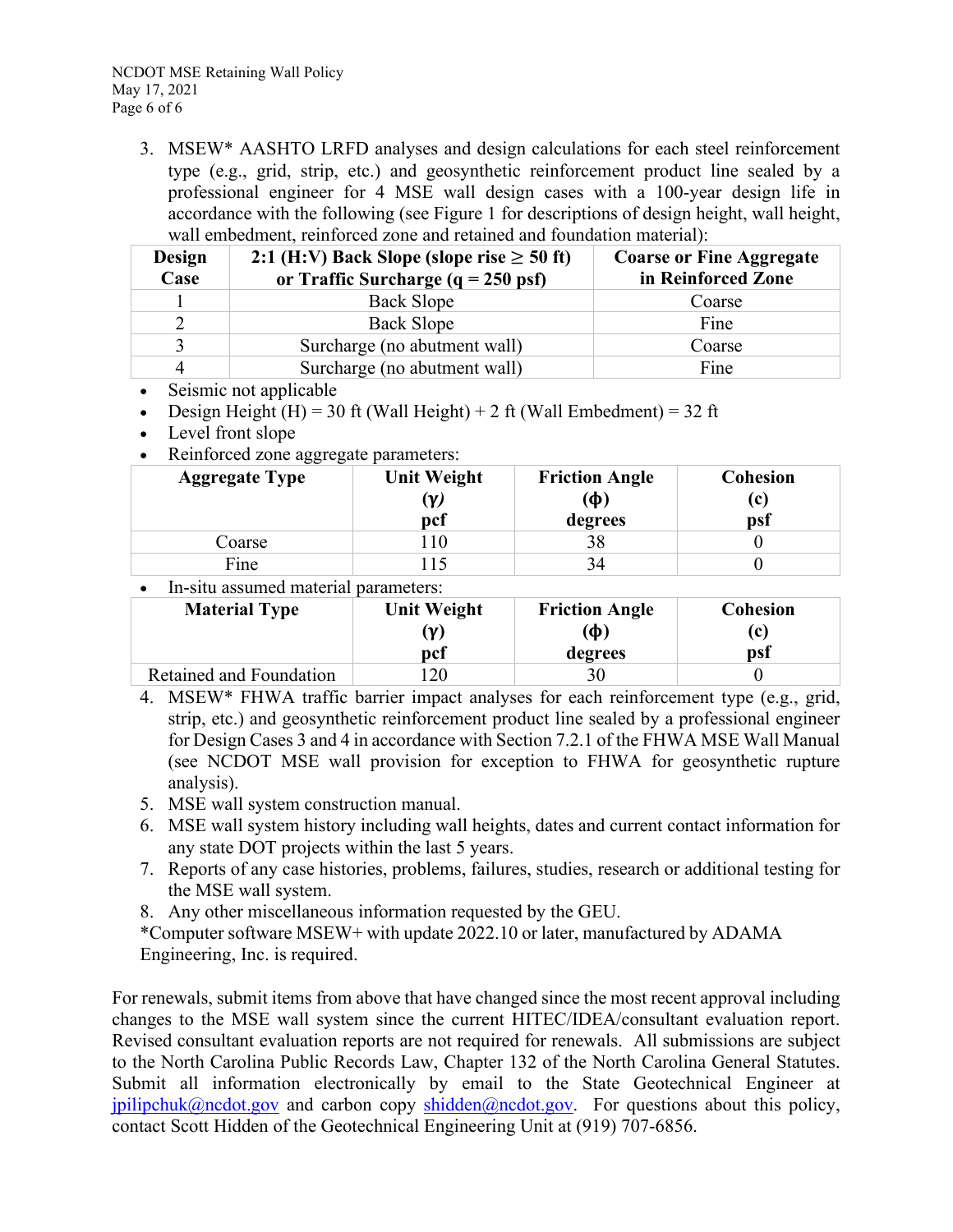3. MSEW* AASHTO LRFD analyses and design calculations for each steel reinforcement type (e.g., grid, strip, etc.) and geosynthetic reinforcement product line sealed by a professional engineer for 4 MSE wall design cases with a 100-year design life in accordance with the following (see Figure 1 for descriptions of design height, wall height, wall embedment, reinforced zone and retained and foundation material):

| Design Case | 2:1 (H:V) Back Slope (slope rise ≥ 50 ft) or Traffic Surcharge (q = 250 psf) | Coarse or Fine Aggregate in Reinforced Zone |
|---|---|---|
| 1 | Back Slope | Coarse |
| 2 | Back Slope | Fine |
| 3 | Surcharge (no abutment wall) | Coarse |
| 4 | Surcharge (no abutment wall) | Fine |

- Seismic not applicable
- Design Height (H) = 30 ft (Wall Height) + 2 ft (Wall Embedment) = 32 ft
- Level front slope
- Reinforced zone aggregate parameters:

| Aggregate Type | Unit Weight ($\gamma$) pcf | Friction Angle ($\phi$) degrees | Cohesion (c) psf |
|---|---|---|---|
| Coarse | 110 | 38 | 0 |
| Fine | 115 | 34 | 0 |

- In-situ assumed material parameters:

| Material Type | Unit Weight ($\gamma$) pcf | Friction Angle ($\phi$) degrees | Cohesion (c) psf |
|---|---|---|---|
| Retained and Foundation | 120 | 30 | 0 |

4. MSEW* FHWA traffic barrier impact analyses for each reinforcement type (e.g., grid, strip, etc.) and geosynthetic reinforcement product line sealed by a professional engineer for Design Cases 3 and 4 in accordance with Section 7.2.1 of the FHWA MSE Wall Manual (see NCDOT MSE wall provision for exception to FHWA for geosynthetic rupture analysis).
5. MSE wall system construction manual.
6. MSE wall system history including wall heights, dates and current contact information for any state DOT projects within the last 5 years.
7. Reports of any case histories, problems, failures, studies, research or additional testing for the MSE wall system.
8. Any other miscellaneous information requested by the GEU.

*Computer software MSEW+ with update 2022.10 or later, manufactured by ADAMA Engineering, Inc. is required.

For renewals, submit items from above that have changed since the most recent approval including changes to the MSE wall system since the current HITEC/IDEA/consultant evaluation report. Revised consultant evaluation reports are not required for renewals. All submissions are subject to the North Carolina Public Records Law, Chapter 132 of the North Carolina General Statutes. Submit all information electronically by email to the State Geotechnical Engineer at jpilipchuk@ncdot.gov and carbon copy shidden@ncdot.gov. For questions about this policy, contact Scott Hidden of the Geotechnical Engineering Unit at (919) 707-6856.